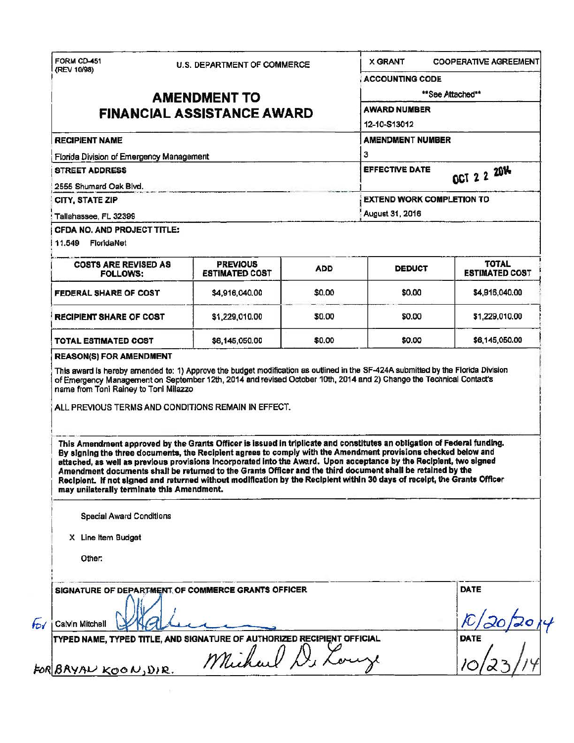FORM CD-451
(REV 10/98)

U.S. DEPARTMENT OF COMMERCE

# AMENDMENT TO FINANCIAL ASSISTANCE AWARD

X GRANT    COOPERATIVE AGREEMENT

**ACCOUNTING CODE**
**See Attached**

**AWARD NUMBER**
12-10-S13012

**RECIPIENT NAME**
Florida Division of Emergency Management

**AMENDMENT NUMBER**
3

**STREET ADDRESS**
2555 Shumard Oak Blvd.

**EFFECTIVE DATE**
OCT 2 2 2014

**CITY, STATE ZIP**
Tallahassee, FL 32399

**EXTEND WORK COMPLETION TO**
August 31, 2016

**CFDA NO. AND PROJECT TITLE:**
11.549 FloridaNet

| COSTS ARE REVISED AS FOLLOWS: | PREVIOUS ESTIMATED COST | ADD | DEDUCT | TOTAL ESTIMATED COST |
|---|---|---|---|---|
| FEDERAL SHARE OF COST | $4,916,040.00 | $0.00 | $0.00 | $4,916,040.00 |
| RECIPIENT SHARE OF COST | $1,229,010.00 | $0.00 | $0.00 | $1,229,010.00 |
| TOTAL ESTIMATED COST | $6,145,050.00 | $0.00 | $0.00 | $6,145,050.00 |

**REASON(S) FOR AMENDMENT**

This award is hereby amended to: 1) Approve the budget modification as outlined in the SF-424A submitted by the Florida Division of Emergency Management on September 12th, 2014 and revised October 10th, 2014 and 2) Change the Technical Contact's name from Toni Rainey to Toni Milazzo

ALL PREVIOUS TERMS AND CONDITIONS REMAIN IN EFFECT.

**This Amendment approved by the Grants Officer is issued in triplicate and constitutes an obligation of Federal funding. By signing the three documents, the Recipient agrees to comply with the Amendment provisions checked below and attached, as well as previous provisions incorporated into the Award. Upon acceptance by the Recipient, two signed Amendment documents shall be returned to the Grants Officer and the third document shall be retained by the Recipient. If not signed and returned without modification by the Recipient within 30 days of receipt, the Grants Officer may unilaterally terminate this Amendment.**

Special Award Conditions

X Line Item Budget

Other:

**SIGNATURE OF DEPARTMENT OF COMMERCE GRANTS OFFICER** — **DATE**

For Calvin Mitchell — 10/20/2014

**TYPED NAME, TYPED TITLE, AND SIGNATURE OF AUTHORIZED RECIPIENT OFFICIAL** — **DATE**

FOR BRYAN KOON, DIR. Michael DeLonge — 10/23/14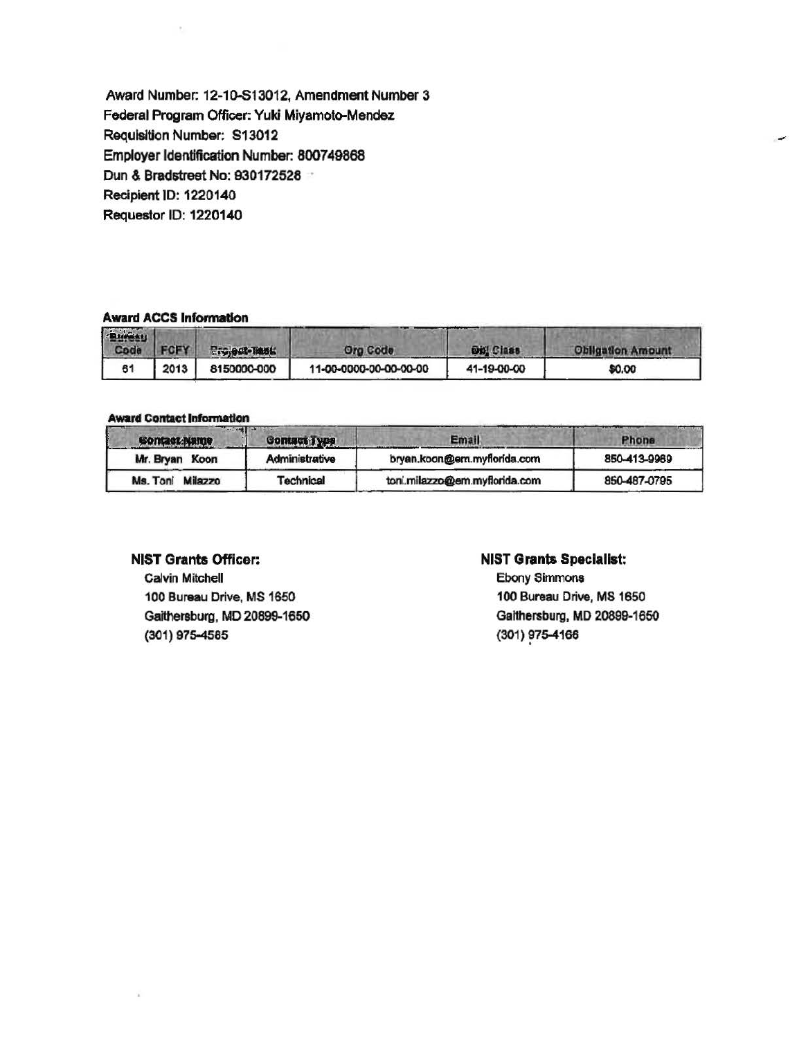Award Number: 12-10-S13012, Amendment Number 3
Federal Program Officer: Yuki Miyamoto-Mendez
Requisition Number: S13012
Employer Identification Number: 800749868
Dun & Bradstreet No: 930172528
Recipient ID: 1220140
Requestor ID: 1220140

**Award ACCS Information**

| Bureau Code | FCFY | Project-Task | Org Code | Obj Class | Obligation Amount |
|---|---|---|---|---|---|
| 61 | 2013 | 8150000-000 | 11-00-0000-00-00-00-00 | 41-19-00-00 | $0.00 |

**Award Contact Information**

| Contact Name | Contact Type | Email | Phone |
|---|---|---|---|
| Mr. Bryan Koon | Administrative | bryan.koon@em.myflorida.com | 850-413-9969 |
| Ms. Toni Milazzo | Technical | toni.milazzo@em.myflorida.com | 850-487-0795 |

**NIST Grants Officer:**
Calvin Mitchell
100 Bureau Drive, MS 1650
Gaithersburg, MD 20899-1650
(301) 975-4585

**NIST Grants Specialist:**
Ebony Simmons
100 Bureau Drive, MS 1650
Gaithersburg, MD 20899-1650
(301) 975-4166